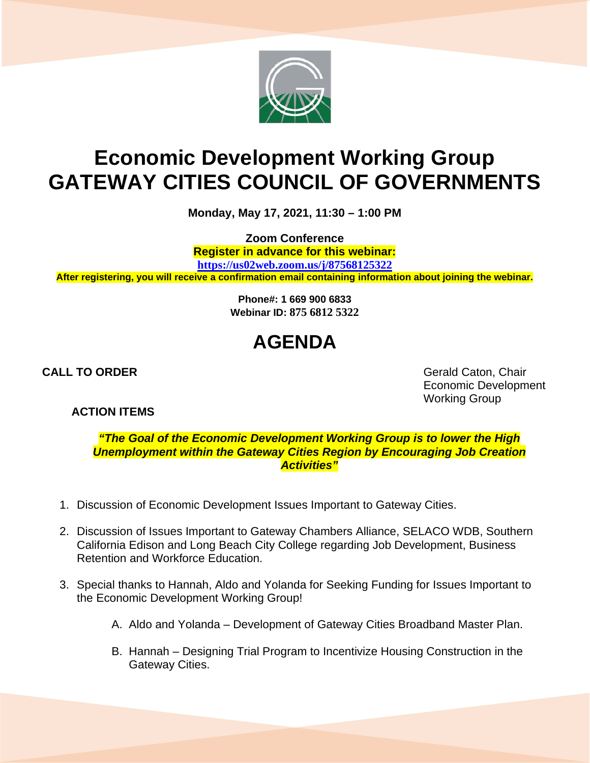# Economic Development Working Group
# GATEWAY CITIES COUNCIL OF GOVERNMENTS

**Monday, May 17, 2021, 11:30 – 1:00 PM**

**Zoom Conference**
**Register in advance for this webinar:**
**https://us02web.zoom.us/j/87568125322**
**After registering, you will receive a confirmation email containing information about joining the webinar.**

**Phone#: 1 669 900 6833**
**Webinar ID: 875 6812 5322**

## AGENDA

**CALL TO ORDER**

Gerald Caton, Chair
Economic Development
Working Group

**ACTION ITEMS**

***"The Goal of the Economic Development Working Group is to lower the High Unemployment within the Gateway Cities Region by Encouraging Job Creation Activities"***

1. Discussion of Economic Development Issues Important to Gateway Cities.

2. Discussion of Issues Important to Gateway Chambers Alliance, SELACO WDB, Southern California Edison and Long Beach City College regarding Job Development, Business Retention and Workforce Education.

3. Special thanks to Hannah, Aldo and Yolanda for Seeking Funding for Issues Important to the Economic Development Working Group!

   A. Aldo and Yolanda – Development of Gateway Cities Broadband Master Plan.

   B. Hannah – Designing Trial Program to Incentivize Housing Construction in the Gateway Cities.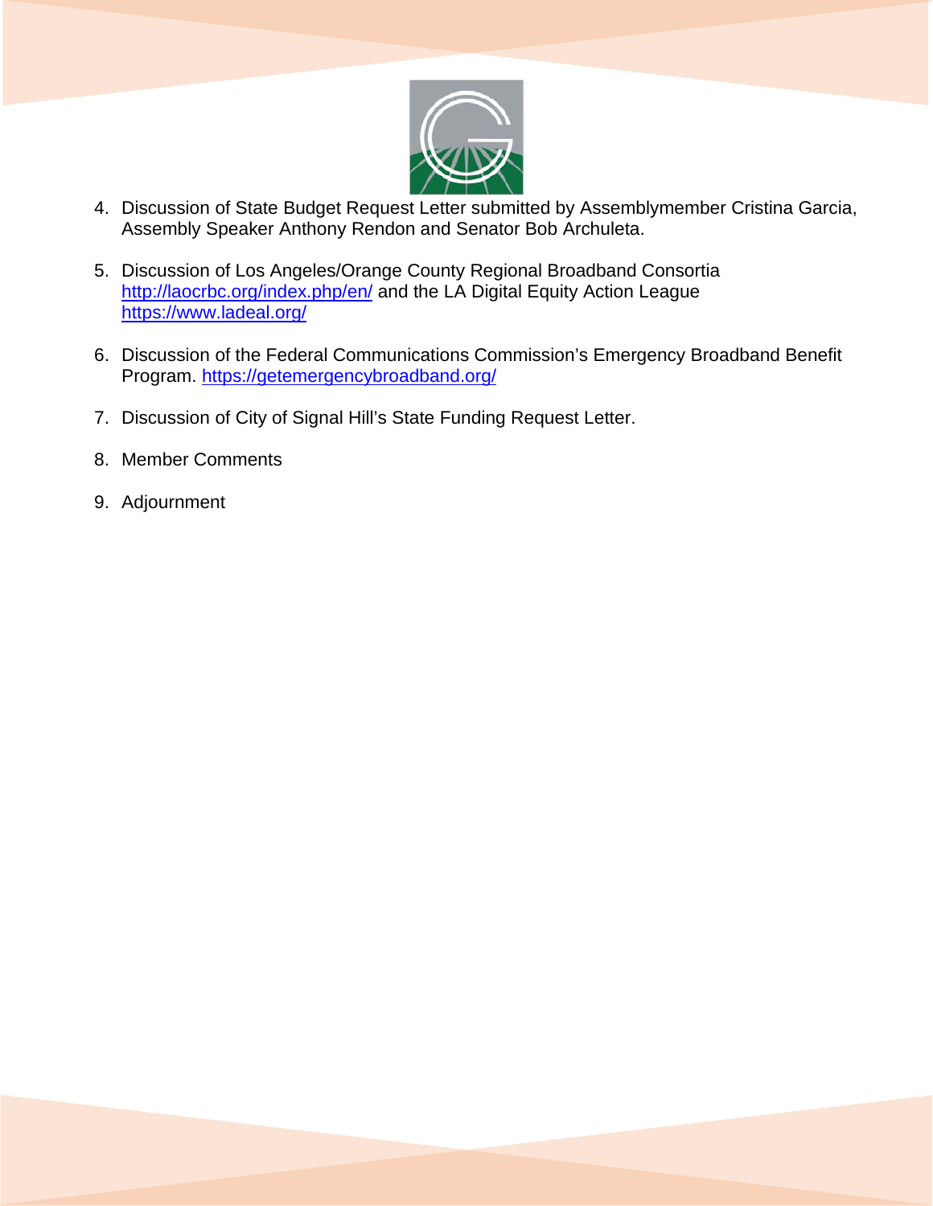4. Discussion of State Budget Request Letter submitted by Assemblymember Cristina Garcia, Assembly Speaker Anthony Rendon and Senator Bob Archuleta.

5. Discussion of Los Angeles/Orange County Regional Broadband Consortia http://laocrbc.org/index.php/en/ and the LA Digital Equity Action League https://www.ladeal.org/

6. Discussion of the Federal Communications Commission's Emergency Broadband Benefit Program. https://getemergencybroadband.org/

7. Discussion of City of Signal Hill's State Funding Request Letter.

8. Member Comments

9. Adjournment